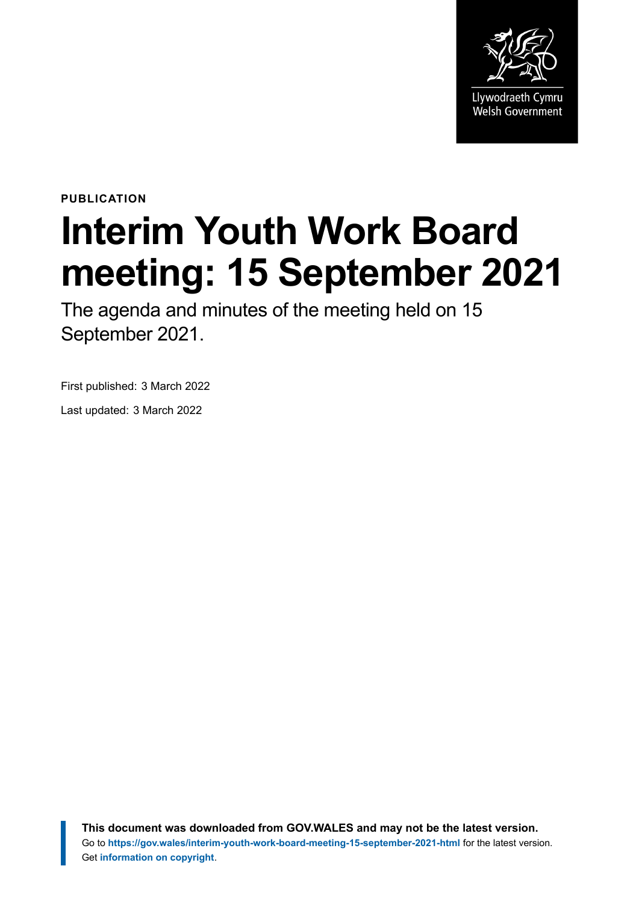PUBLICATION

# Interim Youth Work Board meeting: 15 September 2021

The agenda and minutes of the meeting held on 15 September 2021.

First published: 3 March 2022

Last updated: 3 March 2022

**This document was downloaded from GOV.WALES and may not be the latest version.**
Go to **https://gov.wales/interim-youth-work-board-meeting-15-september-2021-html** for the latest version.
Get **information on copyright**.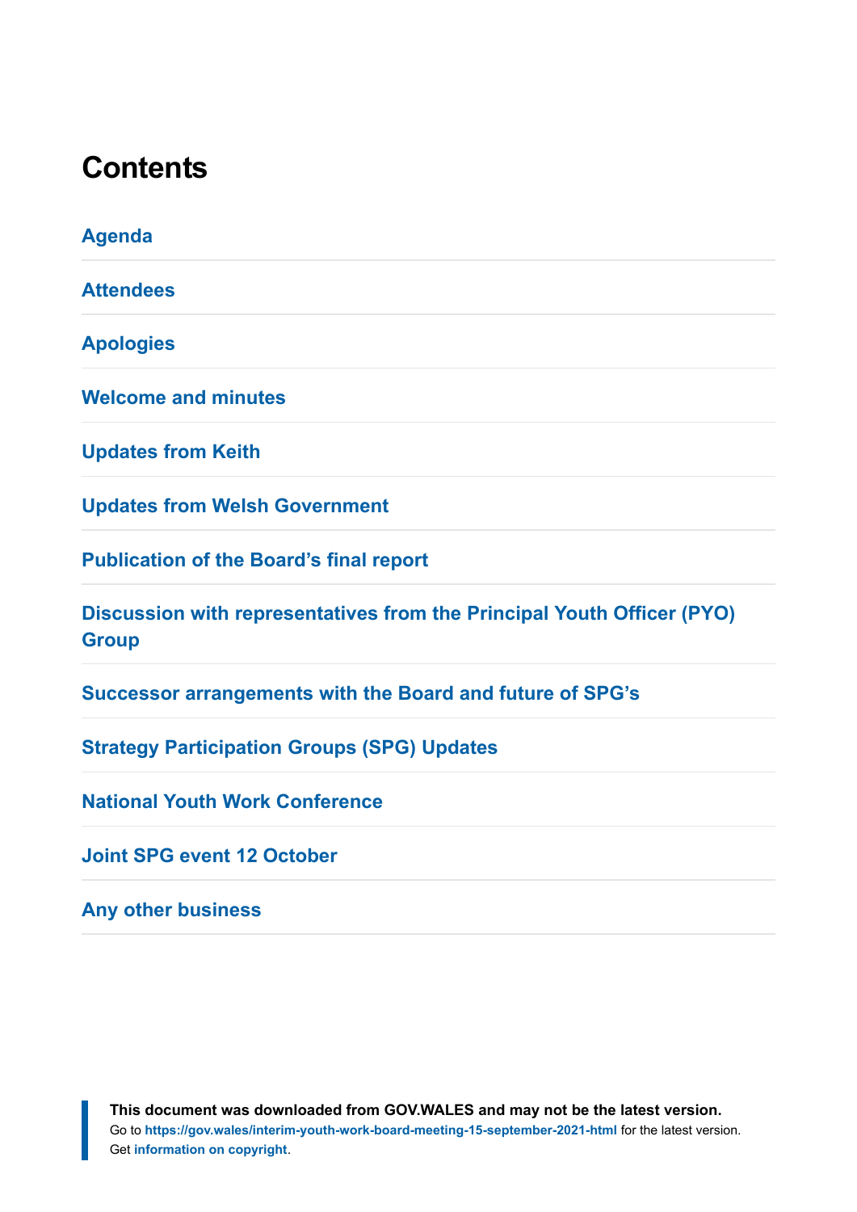# Contents

Agenda

Attendees

Apologies

Welcome and minutes

Updates from Keith

Updates from Welsh Government

Publication of the Board's final report

Discussion with representatives from the Principal Youth Officer (PYO) Group

Successor arrangements with the Board and future of SPG's

Strategy Participation Groups (SPG) Updates

National Youth Work Conference

Joint SPG event 12 October

Any other business

**This document was downloaded from GOV.WALES and may not be the latest version.**
Go to **https://gov.wales/interim-youth-work-board-meeting-15-september-2021-html** for the latest version.
Get **information on copyright**.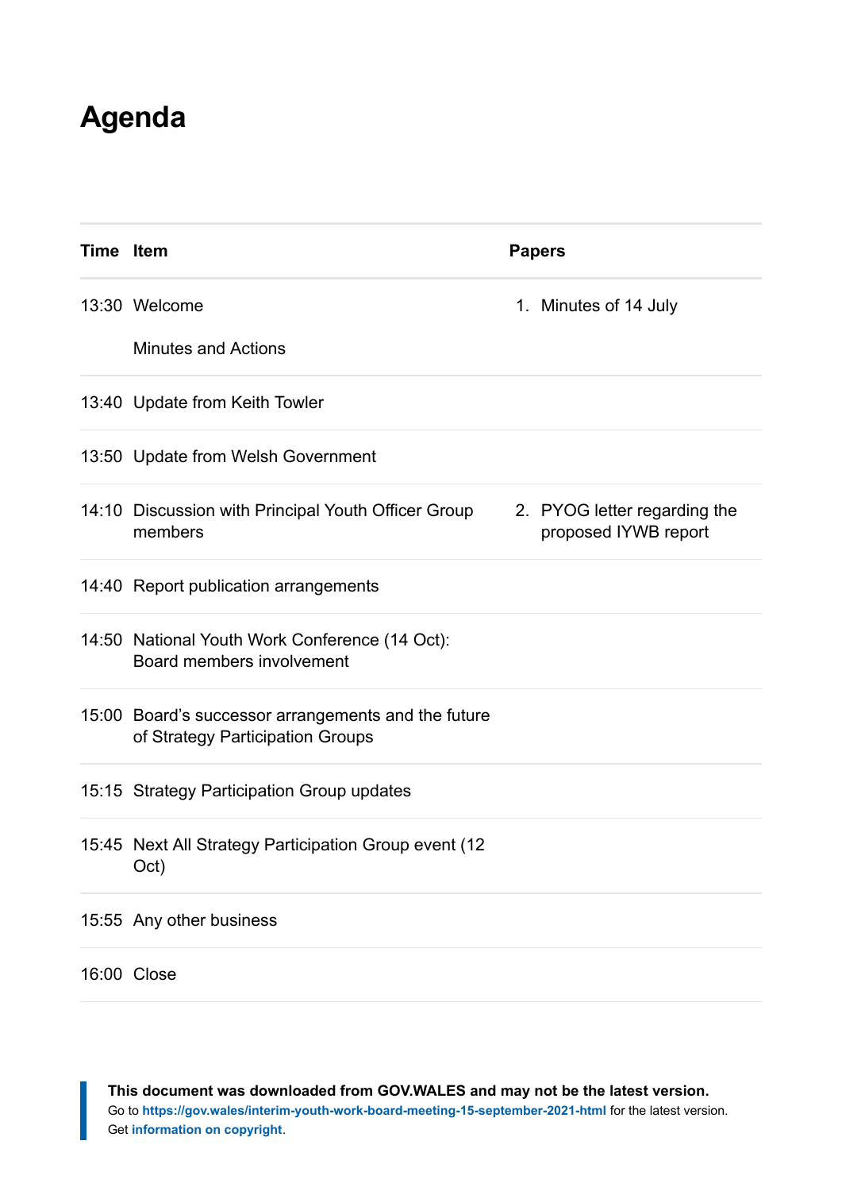# Agenda

| Time | Item | Papers |
|---|---|---|
| 13:30 | Welcome<br><br>Minutes and Actions | 1. Minutes of 14 July |
| 13:40 | Update from Keith Towler | |
| 13:50 | Update from Welsh Government | |
| 14:10 | Discussion with Principal Youth Officer Group members | 2. PYOG letter regarding the proposed IYWB report |
| 14:40 | Report publication arrangements | |
| 14:50 | National Youth Work Conference (14 Oct): Board members involvement | |
| 15:00 | Board’s successor arrangements and the future of Strategy Participation Groups | |
| 15:15 | Strategy Participation Group updates | |
| 15:45 | Next All Strategy Participation Group event (12 Oct) | |
| 15:55 | Any other business | |
| 16:00 | Close | |

**This document was downloaded from GOV.WALES and may not be the latest version.**
Go to **https://gov.wales/interim-youth-work-board-meeting-15-september-2021-html** for the latest version.
Get **information on copyright**.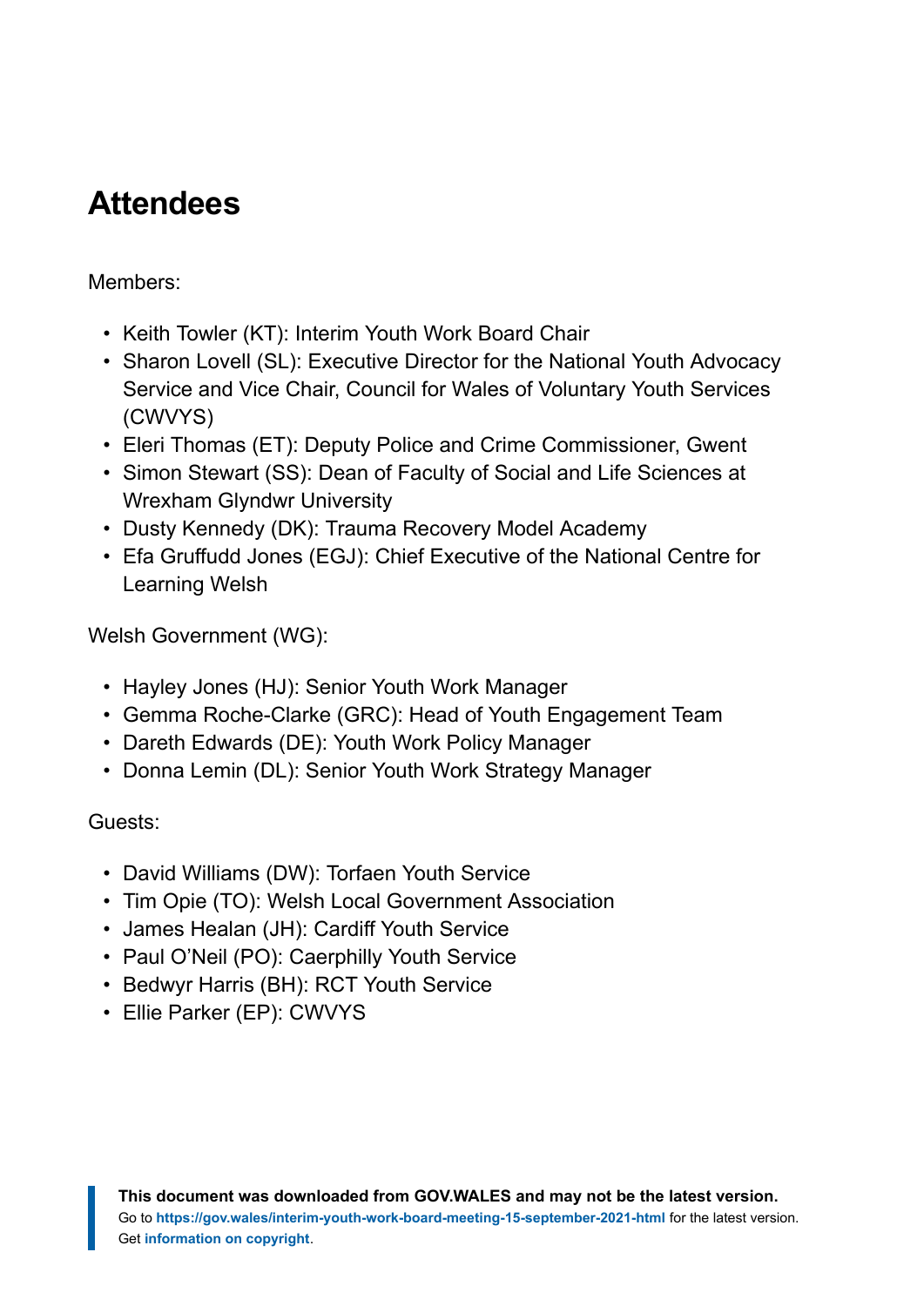## Attendees

Members:

- Keith Towler (KT): Interim Youth Work Board Chair
- Sharon Lovell (SL): Executive Director for the National Youth Advocacy Service and Vice Chair, Council for Wales of Voluntary Youth Services (CWVYS)
- Eleri Thomas (ET): Deputy Police and Crime Commissioner, Gwent
- Simon Stewart (SS): Dean of Faculty of Social and Life Sciences at Wrexham Glyndwr University
- Dusty Kennedy (DK): Trauma Recovery Model Academy
- Efa Gruffudd Jones (EGJ): Chief Executive of the National Centre for Learning Welsh

Welsh Government (WG):

- Hayley Jones (HJ): Senior Youth Work Manager
- Gemma Roche-Clarke (GRC): Head of Youth Engagement Team
- Dareth Edwards (DE): Youth Work Policy Manager
- Donna Lemin (DL): Senior Youth Work Strategy Manager

Guests:

- David Williams (DW): Torfaen Youth Service
- Tim Opie (TO): Welsh Local Government Association
- James Healan (JH): Cardiff Youth Service
- Paul O'Neil (PO): Caerphilly Youth Service
- Bedwyr Harris (BH): RCT Youth Service
- Ellie Parker (EP): CWVYS

**This document was downloaded from GOV.WALES and may not be the latest version.**
Go to **https://gov.wales/interim-youth-work-board-meeting-15-september-2021-html** for the latest version.
Get **information on copyright**.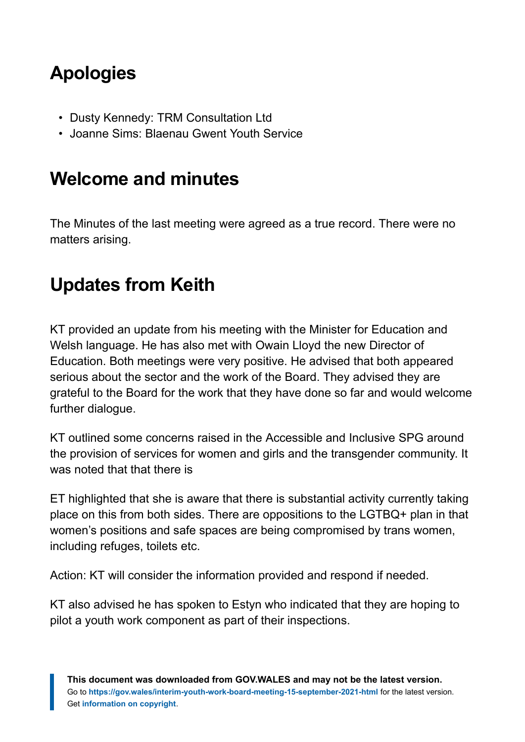## Apologies

- Dusty Kennedy: TRM Consultation Ltd
- Joanne Sims: Blaenau Gwent Youth Service

## Welcome and minutes

The Minutes of the last meeting were agreed as a true record. There were no matters arising.

## Updates from Keith

KT provided an update from his meeting with the Minister for Education and Welsh language. He has also met with Owain Lloyd the new Director of Education. Both meetings were very positive. He advised that both appeared serious about the sector and the work of the Board. They advised they are grateful to the Board for the work that they have done so far and would welcome further dialogue.

KT outlined some concerns raised in the Accessible and Inclusive SPG around the provision of services for women and girls and the transgender community. It was noted that that there is

ET highlighted that she is aware that there is substantial activity currently taking place on this from both sides. There are oppositions to the LGTBQ+ plan in that women's positions and safe spaces are being compromised by trans women, including refuges, toilets etc.

Action: KT will consider the information provided and respond if needed.

KT also advised he has spoken to Estyn who indicated that they are hoping to pilot a youth work component as part of their inspections.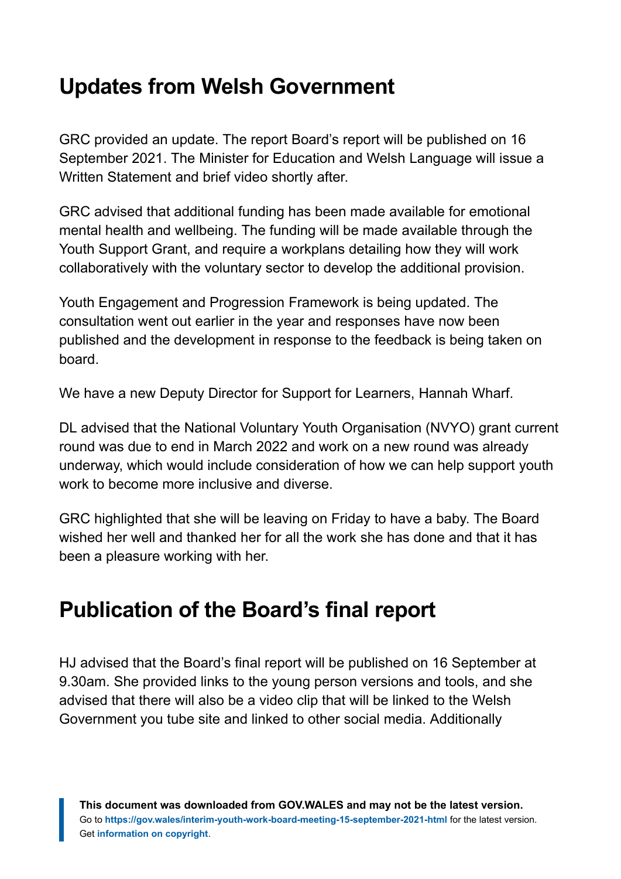## Updates from Welsh Government

GRC provided an update. The report Board's report will be published on 16 September 2021. The Minister for Education and Welsh Language will issue a Written Statement and brief video shortly after.

GRC advised that additional funding has been made available for emotional mental health and wellbeing. The funding will be made available through the Youth Support Grant, and require a workplans detailing how they will work collaboratively with the voluntary sector to develop the additional provision.

Youth Engagement and Progression Framework is being updated. The consultation went out earlier in the year and responses have now been published and the development in response to the feedback is being taken on board.

We have a new Deputy Director for Support for Learners, Hannah Wharf.

DL advised that the National Voluntary Youth Organisation (NVYO) grant current round was due to end in March 2022 and work on a new round was already underway, which would include consideration of how we can help support youth work to become more inclusive and diverse.

GRC highlighted that she will be leaving on Friday to have a baby. The Board wished her well and thanked her for all the work she has done and that it has been a pleasure working with her.

## Publication of the Board's final report

HJ advised that the Board's final report will be published on 16 September at 9.30am. She provided links to the young person versions and tools, and she advised that there will also be a video clip that will be linked to the Welsh Government you tube site and linked to other social media. Additionally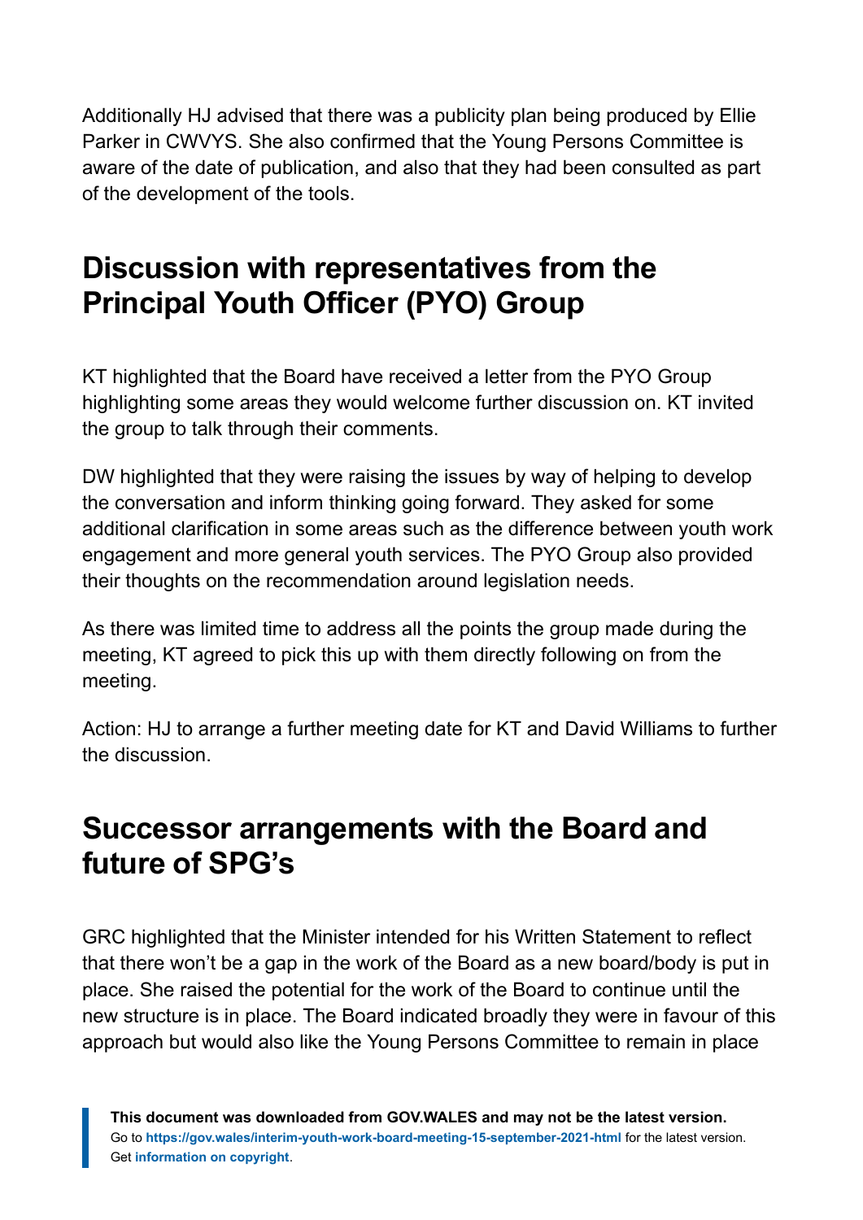Additionally HJ advised that there was a publicity plan being produced by Ellie Parker in CWVYS. She also confirmed that the Young Persons Committee is aware of the date of publication, and also that they had been consulted as part of the development of the tools.

## Discussion with representatives from the Principal Youth Officer (PYO) Group

KT highlighted that the Board have received a letter from the PYO Group highlighting some areas they would welcome further discussion on. KT invited the group to talk through their comments.

DW highlighted that they were raising the issues by way of helping to develop the conversation and inform thinking going forward. They asked for some additional clarification in some areas such as the difference between youth work engagement and more general youth services. The PYO Group also provided their thoughts on the recommendation around legislation needs.

As there was limited time to address all the points the group made during the meeting, KT agreed to pick this up with them directly following on from the meeting.

Action: HJ to arrange a further meeting date for KT and David Williams to further the discussion.

## Successor arrangements with the Board and future of SPG's

GRC highlighted that the Minister intended for his Written Statement to reflect that there won't be a gap in the work of the Board as a new board/body is put in place. She raised the potential for the work of the Board to continue until the new structure is in place. The Board indicated broadly they were in favour of this approach but would also like the Young Persons Committee to remain in place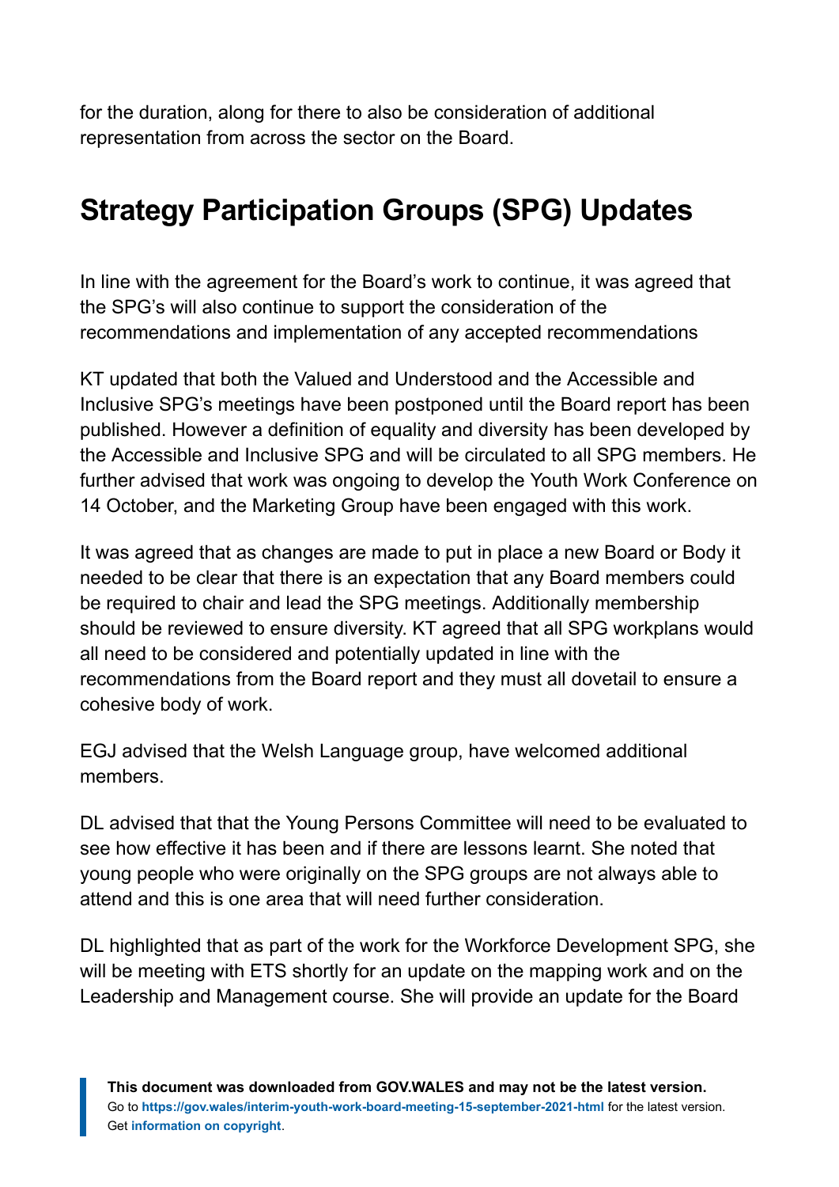for the duration, along for there to also be consideration of additional representation from across the sector on the Board.

## Strategy Participation Groups (SPG) Updates

In line with the agreement for the Board's work to continue, it was agreed that the SPG's will also continue to support the consideration of the recommendations and implementation of any accepted recommendations

KT updated that both the Valued and Understood and the Accessible and Inclusive SPG's meetings have been postponed until the Board report has been published. However a definition of equality and diversity has been developed by the Accessible and Inclusive SPG and will be circulated to all SPG members. He further advised that work was ongoing to develop the Youth Work Conference on 14 October, and the Marketing Group have been engaged with this work.

It was agreed that as changes are made to put in place a new Board or Body it needed to be clear that there is an expectation that any Board members could be required to chair and lead the SPG meetings. Additionally membership should be reviewed to ensure diversity. KT agreed that all SPG workplans would all need to be considered and potentially updated in line with the recommendations from the Board report and they must all dovetail to ensure a cohesive body of work.

EGJ advised that the Welsh Language group, have welcomed additional members.

DL advised that that the Young Persons Committee will need to be evaluated to see how effective it has been and if there are lessons learnt. She noted that young people who were originally on the SPG groups are not always able to attend and this is one area that will need further consideration.

DL highlighted that as part of the work for the Workforce Development SPG, she will be meeting with ETS shortly for an update on the mapping work and on the Leadership and Management course. She will provide an update for the Board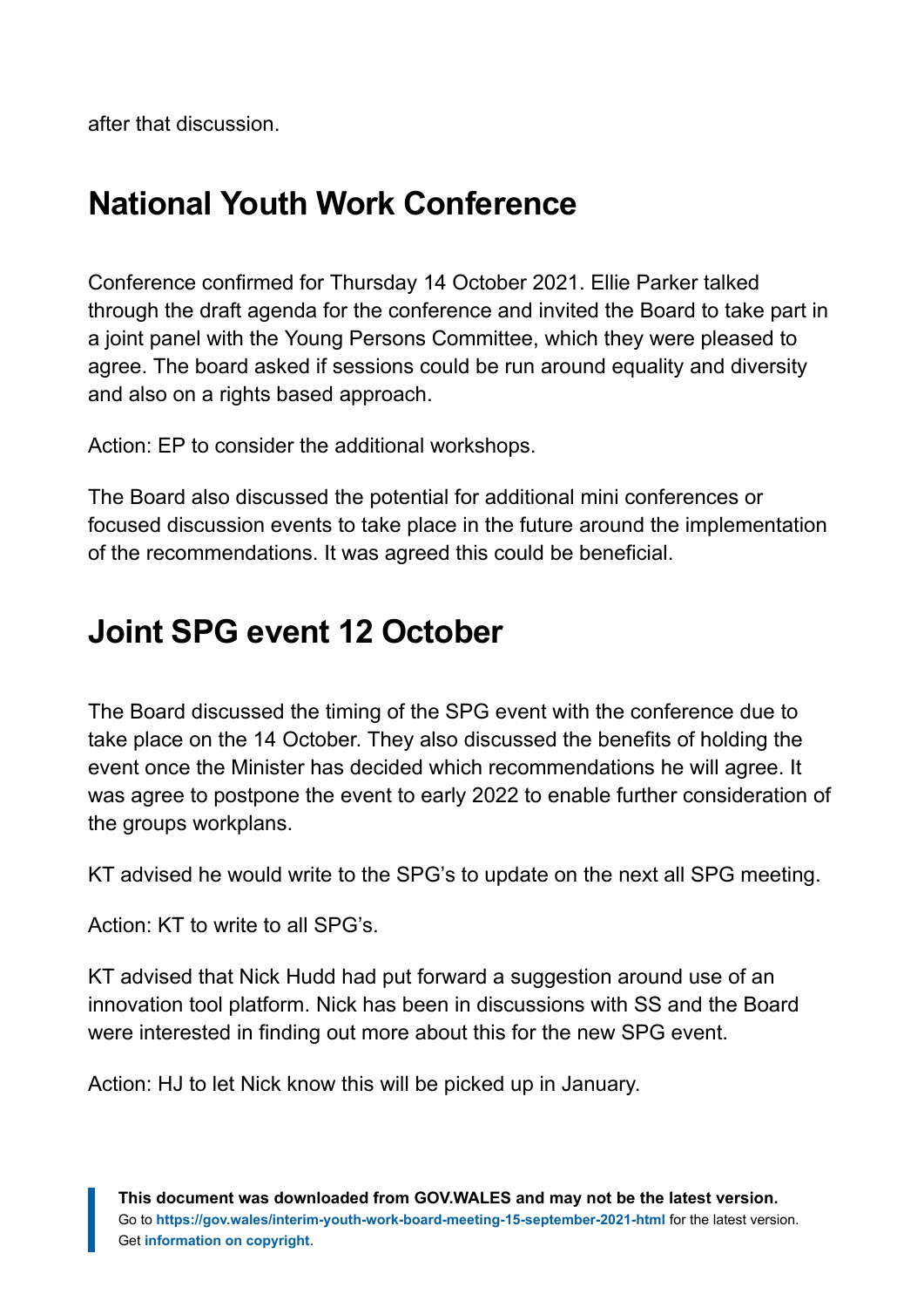after that discussion.

## National Youth Work Conference

Conference confirmed for Thursday 14 October 2021. Ellie Parker talked through the draft agenda for the conference and invited the Board to take part in a joint panel with the Young Persons Committee, which they were pleased to agree. The board asked if sessions could be run around equality and diversity and also on a rights based approach.

Action: EP to consider the additional workshops.

The Board also discussed the potential for additional mini conferences or focused discussion events to take place in the future around the implementation of the recommendations. It was agreed this could be beneficial.

## Joint SPG event 12 October

The Board discussed the timing of the SPG event with the conference due to take place on the 14 October. They also discussed the benefits of holding the event once the Minister has decided which recommendations he will agree. It was agree to postpone the event to early 2022 to enable further consideration of the groups workplans.

KT advised he would write to the SPG's to update on the next all SPG meeting.

Action: KT to write to all SPG's.

KT advised that Nick Hudd had put forward a suggestion around use of an innovation tool platform. Nick has been in discussions with SS and the Board were interested in finding out more about this for the new SPG event.

Action: HJ to let Nick know this will be picked up in January.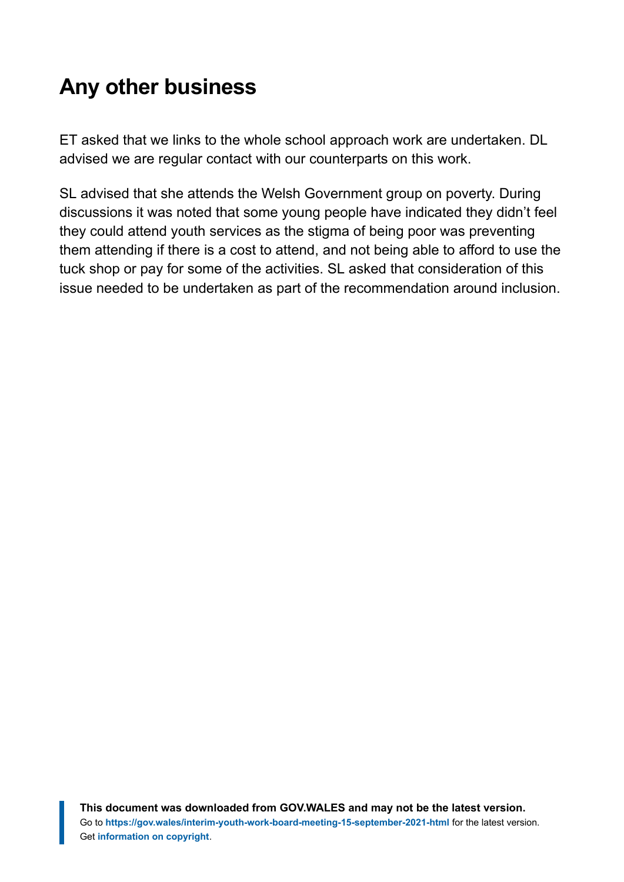## Any other business

ET asked that we links to the whole school approach work are undertaken. DL advised we are regular contact with our counterparts on this work.

SL advised that she attends the Welsh Government group on poverty. During discussions it was noted that some young people have indicated they didn't feel they could attend youth services as the stigma of being poor was preventing them attending if there is a cost to attend, and not being able to afford to use the tuck shop or pay for some of the activities. SL asked that consideration of this issue needed to be undertaken as part of the recommendation around inclusion.

**This document was downloaded from GOV.WALES and may not be the latest version.**
Go to **https://gov.wales/interim-youth-work-board-meeting-15-september-2021-html** for the latest version.
Get **information on copyright**.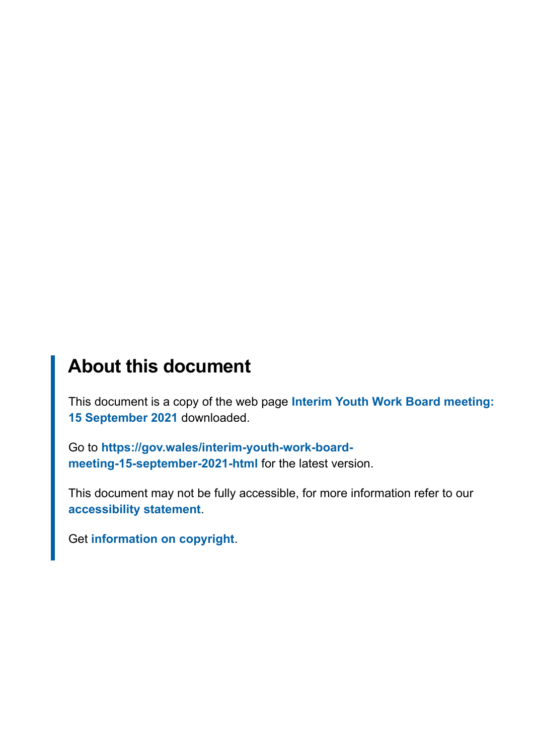## About this document

This document is a copy of the web page **Interim Youth Work Board meeting: 15 September 2021** downloaded.

Go to **https://gov.wales/interim-youth-work-board-meeting-15-september-2021-html** for the latest version.

This document may not be fully accessible, for more information refer to our **accessibility statement**.

Get **information on copyright**.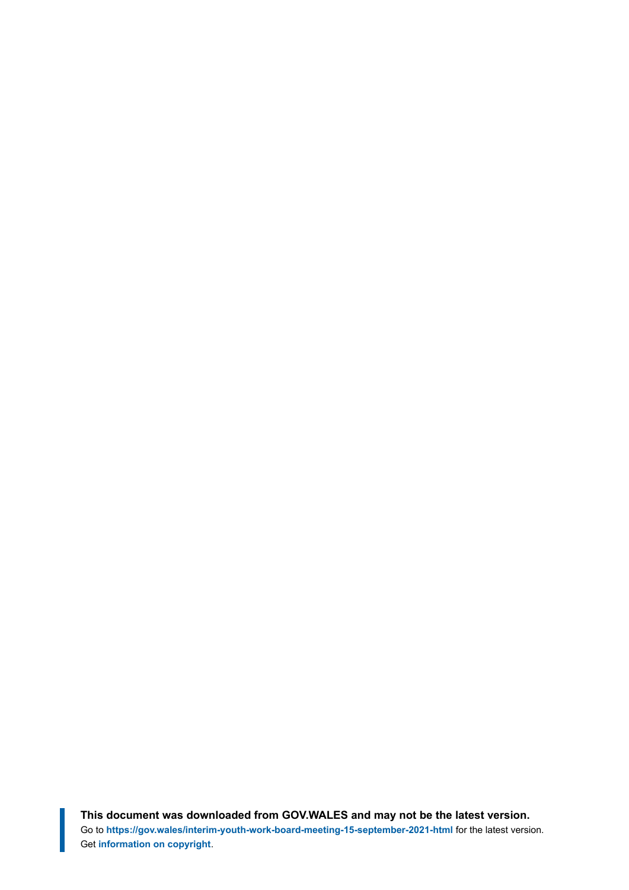**This document was downloaded from GOV.WALES and may not be the latest version.**
Go to **https://gov.wales/interim-youth-work-board-meeting-15-september-2021-html** for the latest version.
Get **information on copyright**.